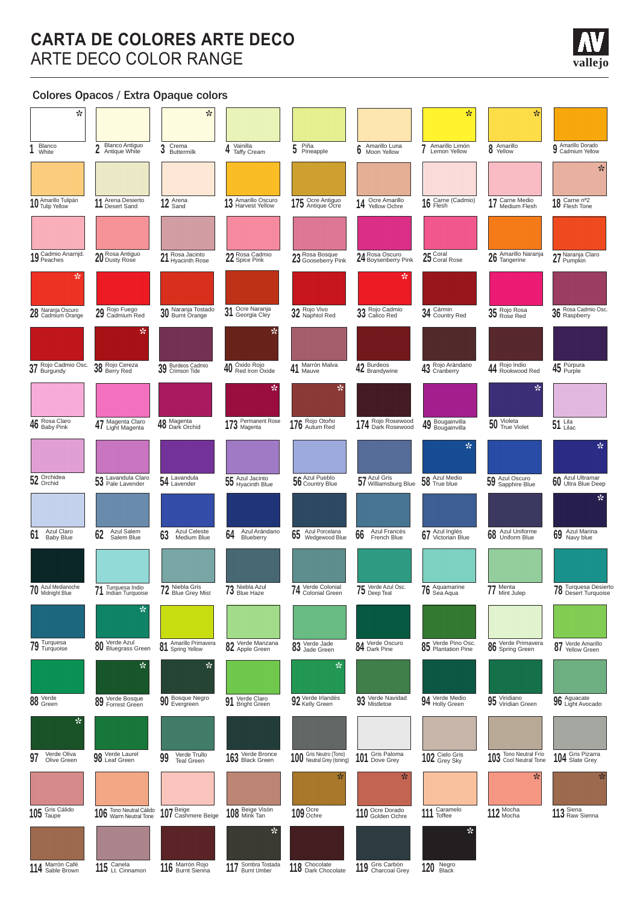# CARTA DE COLORES ARTE DECO
# ARTE DECO COLOR RANGE

## Colores Opacos / Extra Opaque colors

| No. | Español | English |
|---|---|---|
| 1 | Blanco | White |
| 2 | Blanco Antiguo | Antique White |
| 3 | Crema | Buttermilk |
| 4 | Vainilla | Taffy Cream |
| 5 | Piña | Pineapple |
| 6 | Amarillo Luna | Moon Yellow |
| 7 | Amarillo Limón | Lemon Yellow |
| 8 | Amarillo | Yellow |
| 9 | Amarillo Dorado | Cadmium Yellow |
| 10 | Amarillo Tulipán | Tulip Yellow |
| 11 | Arena Desierto | Desert Sand |
| 12 | Arena | Sand |
| 13 | Amarillo Oscuro | Harvest Yellow |
| 175 | Ocre Antiguo | Antique Ocre |
| 14 | Ocre Amarillo | Yellow Ochre |
| 16 | Carne (Cadmio) | Flesh |
| 17 | Carne Medio | Medium Flesh |
| 18 | Carne nº2 | Flesh Tone |
| 19 | Cadmio Anarnjd. | Peaches |
| 20 | Rosa Antiguo | Dusty Rose |
| 21 | Rosa Jacinto | Hyacinth Rose |
| 22 | Rosa Cadmio | Spice Pink |
| 23 | Rosa Bosque | Gooseberry Pink |
| 24 | Rosa Oscuro | Boysenberry Pink |
| 25 | Coral | Coral Rose |
| 26 | Amarillo Naranja | Tangerine |
| 27 | Naranja Claro | Pumpkin |
| 28 | Naranja Oscuro | Cadmium Orange |
| 29 | Rojo Fuego | Cadmium Red |
| 30 | Naranja Tostado | Burnt Orange |
| 31 | Ocre Naranja | Georgia Cley |
| 32 | Rojo Vivo | Naphtol Red |
| 33 | Rojo Cadmio | Calico Red |
| 34 | Cármin | Country Red |
| 35 | Rojo Rosa | Rose Red |
| 36 | Rosa Cadmio Osc. | Raspberry |
| 37 | Rojo Cadmio Osc. | Burgundy |
| 38 | Rojo Cereza | Berry Red |
| 39 | Burdeos Cadmio | Crimson Tide |
| 40 | Óxido Rojo | Red Iron Oxide |
| 41 | Marrón Malva | Mauve |
| 42 | Burdeos | Brandywine |
| 43 | Rojo Arándano | Cranberry |
| 44 | Rojo Indio | Rookwood Red |
| 45 | Púrpura | Purple |
| 46 | Rosa Claro | Baby Pink |
| 47 | Magenta Claro | Light Magenta |
| 48 | Magenta | Dark Orchid |
| 173 | Permanent Rose | Magenta |
| 176 | Rojo Otoño | Autum Red |
| 174 | Rojo Rosewood | Dark Rosewood |
| 49 | Bougainvilla | Bougainvilla |
| 50 | Violeta | True Violet |
| 51 | Lila | Lilac |
| 52 | Orchidea | Orchid |
| 53 | Lavandula Claro | Pale Lavender |
| 54 | Lavandula | Lavender |
| 55 | Azul Jacinto | Hyacinth Blue |
| 56 | Azul Pueblo | Country Blue |
| 57 | Azul Gris | Williamsburg Blue |
| 58 | Azul Medio | True blue |
| 59 | Azul Oscuro | Sapphire Blue |
| 60 | Azul Ultramar | Ultra Blue Deep |
| 61 | Azul Claro | Baby Blue |
| 62 | Azul Salem | Salem Blue |
| 63 | Azul Celeste | Medium Blue |
| 64 | Azul Arándano | Blueberry |
| 65 | Azul Porcelana | Wedgewood Blue |
| 66 | Azul Francés | French Blue |
| 67 | Azul Inglés | Victorian Blue |
| 68 | Azul Uniforme | Uniform Blue |
| 69 | Azul Marina | Navy blue |
| 70 | Azul Medianoche | Midnight Blue |
| 71 | Turquesa Indio | Indian Turquoise |
| 72 | Niebla Gris | Blue Grey Mist |
| 73 | Niebla Azul | Blue Haze |
| 74 | Verde Colonial | Colonial Green |
| 75 | Verde Azul Osc. | Deep Teal |
| 76 | Aquamarine | Sea Aqua |
| 77 | Menta | Mint Julep |
| 78 | Turquesa Desierto | Desert Turquoise |
| 79 | Turquesa | Turquoise |
| 80 | Verde Azul | Bluegrass Green |
| 81 | Amarillo Primavera | Spring Yellow |
| 82 | Verde Manzana | Apple Green |
| 83 | Verde Jade | Jade Green |
| 84 | Verde Oscuro | Dark Pine |
| 85 | Verde Pino Osc. | Plantation Pine |
| 86 | Verde Primavera | Spring Green |
| 87 | Verde Amarillo | Yellow Green |
| 88 | Verde | Green |
| 89 | Verde Bosque | Forrest Green |
| 90 | Bosque Negro | Evergreen |
| 91 | Verde Claro | Bright Green |
| 92 | Verde Irlandés | Kelly Green |
| 93 | Verde Navidad | Mistletoe |
| 94 | Verde Medio | Holly Green |
| 95 | Viridiano | Viridian Green |
| 96 | Aguacate | Light Avocado |
| 97 | Verde Oliva | Olive Green |
| 98 | Verde Laurel | Leaf Green |
| 99 | Verde Trullo | Teal Green |
| 163 | Verde Bronce | Black Green |
| 100 | Gris Neutro (Tono) | Neutral Grey (toning) |
| 101 | Gris Paloma | Dove Grey |
| 102 | Cielo Gris | Grey Sky |
| 103 | Tono Neutral Frío | Cool Neutral Tone |
| 104 | Gris Pizarra | Slate Grey |
| 105 | Gris Cálido | Taupe |
| 106 | Tono Neutral Cálido | Warm Neutral Tone |
| 107 | Beige | Cashmere Beige |
| 108 | Beige Visón | Mink Tan |
| 109 | Ocre | Ochre |
| 110 | Ocre Dorado | Golden Ochre |
| 111 | Caramelo | Toffee |
| 112 | Mocha | Mocha |
| 113 | Siena | Raw Sienna |
| 114 | Marrón Café | Sable Brown |
| 115 | Canela | Lt. Cinnamon |
| 116 | Marrón Rojo | Burnt Sienna |
| 117 | Sombra Tostada | Burnt Umber |
| 118 | Chocolate | Dark Chocolate |
| 119 | Gris Carbón | Charcoal Grey |
| 120 | Negro | Black |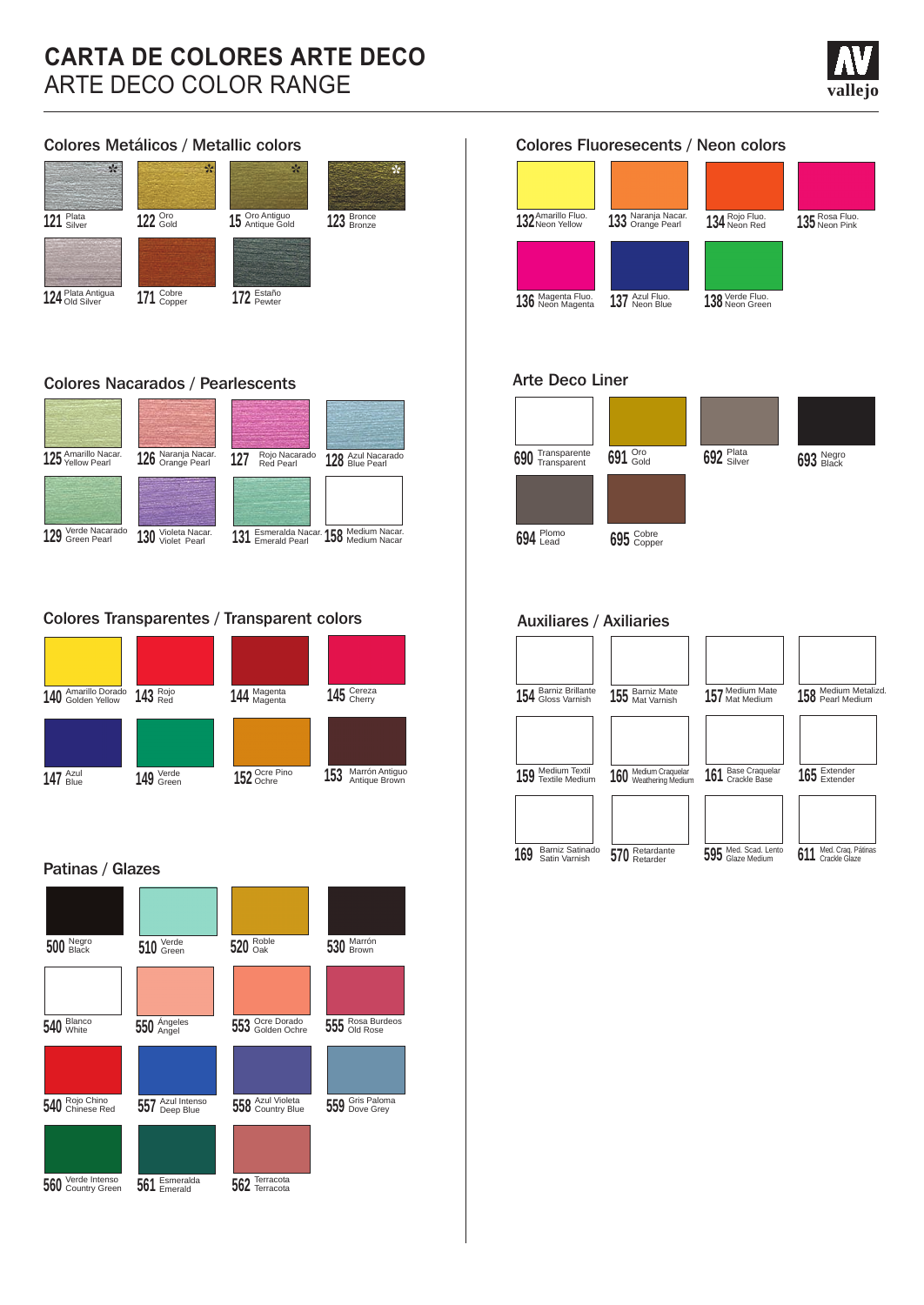# CARTA DE COLORES ARTE DECO
ARTE DECO COLOR RANGE

vallejo

## Colores Metálicos / Metallic colors

121 Plata Silver
122 Oro Gold
15 Oro Antiguo Antique Gold
123 Bronce Bronze
124 Plata Antigua Old Silver
171 Cobre Copper
172 Estaño Pewter

## Colores Nacarados / Pearlescents

125 Amarillo Nacar. Yellow Pearl
126 Naranja Nacar. Orange Pearl
127 Rojo Nacarado Red Pearl
128 Azul Nacarado Blue Pearl
129 Verde Nacarado Green Pearl
130 Violeta Nacar. Violet Pearl
131 Esmeralda Nacar. Emerald Pearl
158 Medium Nacar. Medium Nacar

## Colores Transparentes / Transparent colors

140 Amarillo Dorado Golden Yellow
143 Rojo Red
144 Magenta Magenta
145 Cereza Cherry
147 Azul Blue
149 Verde Green
152 Ocre Pino Ochre
153 Marrón Antiguo Antique Brown

## Patinas / Glazes

500 Negro Black
510 Verde Green
520 Roble Oak
530 Marrón Brown
540 Blanco White
550 Ángeles Angel
553 Ocre Dorado Golden Ochre
555 Rosa Burdeos Old Rose
540 Rojo Chino Chinese Red
557 Azul Intenso Deep Blue
558 Azul Violeta Country Blue
559 Gris Paloma Dove Grey
560 Verde Intenso Country Green
561 Esmeralda Emerald
562 Terracota Terracota

## Colores Fluoresecents / Neon colors

132 Amarillo Fluo. Neon Yellow
133 Naranja Nacar. Orange Pearl
134 Rojo Fluo. Neon Red
135 Rosa Fluo. Neon Pink
136 Magenta Fluo. Neon Magenta
137 Azul Fluo. Neon Blue
138 Verde Fluo. Neon Green

## Arte Deco Liner

690 Transparente Transparent
691 Oro Gold
692 Plata Silver
693 Negro Black
694 Plomo Lead
695 Cobre Copper

## Auxiliares / Axiliaries

154 Barniz Brillante Gloss Varnish
155 Barniz Mate Mat Varnish
157 Medium Mate Mat Medium
158 Medium Metalizd. Pearl Medium
159 Medium Textil Textile Medium
160 Medium Craquelar Weathering Medium
161 Base Craquelar Crackle Base
165 Extender Extender
169 Barniz Satinado Satin Varnish
570 Retardante Retarder
595 Med. Scad. Lento Glaze Medium
611 Med. Craq. Pátinas Crackle Glaze